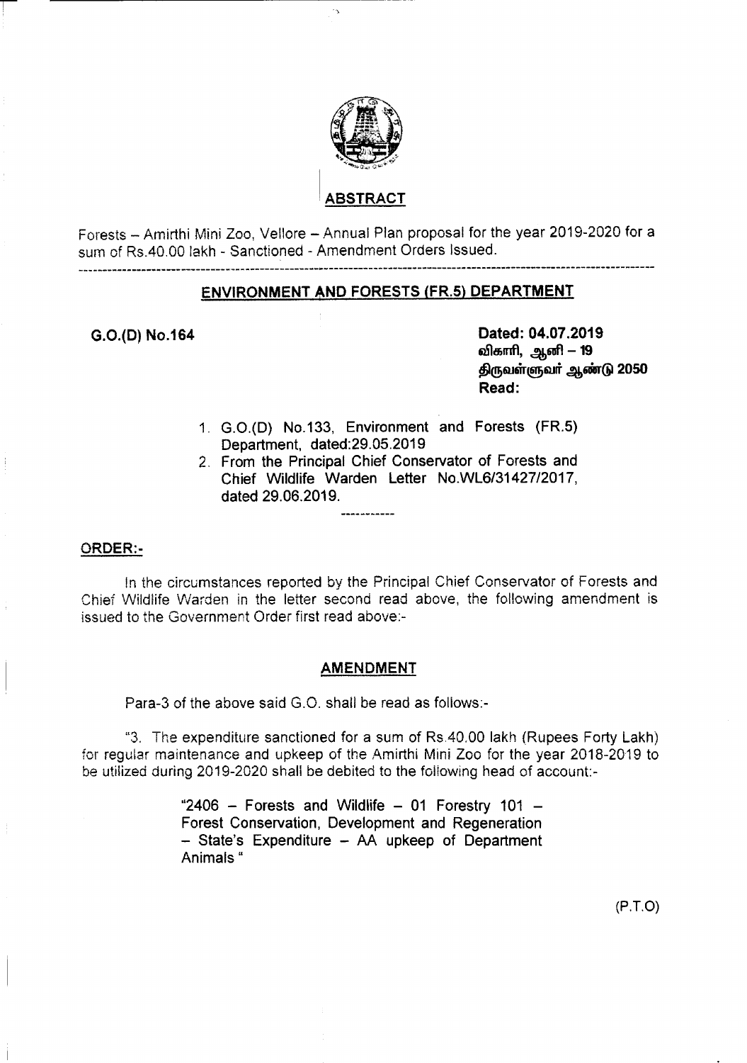## ABSTRACT

Forests – Amirthi Mini Zoo, Vellore – Annual Plan proposal for the year 2019-2020 for a sum of Rs.40.00 lakh - Sanctioned - Amendment Orders Issued.

---

## ENVIRONMENT AND FORESTS (FR.5) DEPARTMENT

**G.O.(D) No.164**

**Dated: 04.07.2019**
**விகாரி, ஆனி – 19**
**திருவள்ளுவர் ஆண்டு 2050**
**Read:**

1. G.O.(D) No.133, Environment and Forests (FR.5) Department, dated:29.05.2019
2. From the Principal Chief Conservator of Forests and Chief Wildlife Warden Letter No.WL6/31427/2017, dated 29.06.2019.

------------

**ORDER:-**

In the circumstances reported by the Principal Chief Conservator of Forests and Chief Wildlife Warden in the letter second read above, the following amendment is issued to the Government Order first read above:-

## AMENDMENT

Para-3 of the above said G.O. shall be read as follows:-

"3. The expenditure sanctioned for a sum of Rs.40.00 lakh (Rupees Forty Lakh) for regular maintenance and upkeep of the Amirthi Mini Zoo for the year 2018-2019 to be utilized during 2019-2020 shall be debited to the following head of account:-

> "2406 – Forests and Wildlife – 01 Forestry 101 – Forest Conservation, Development and Regeneration – State's Expenditure – AA upkeep of Department Animals "

(P.T.O)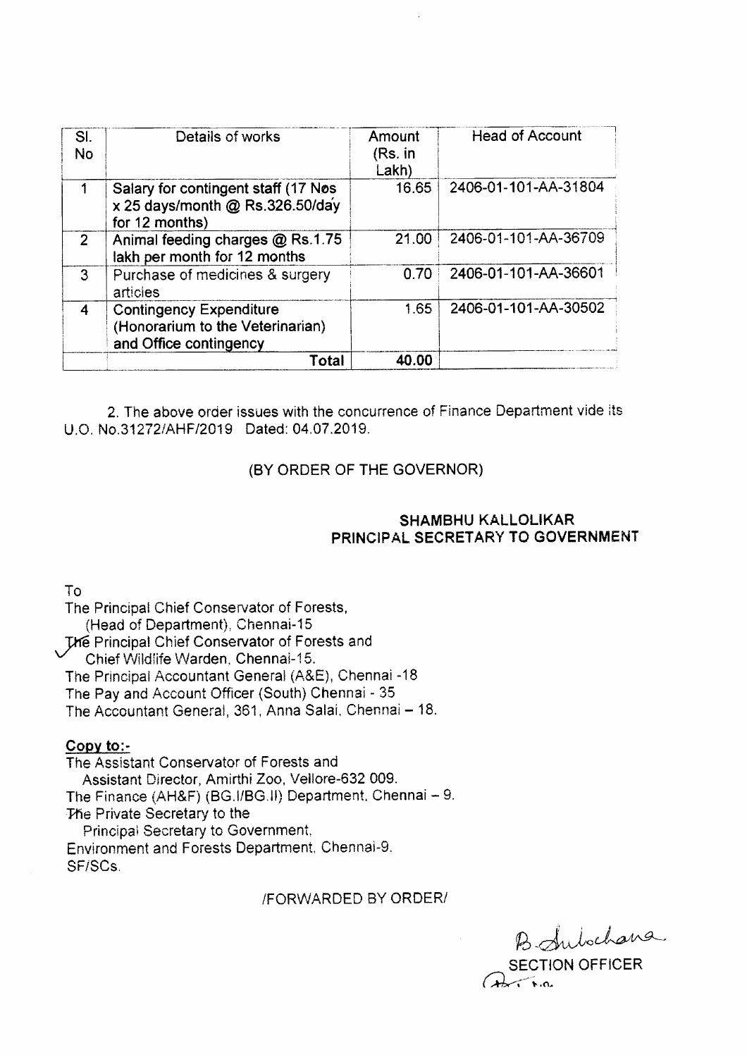| Sl. No | Details of works | Amount (Rs. in Lakh) | Head of Account |
|---|---|---|---|
| 1 | Salary for contingent staff (17 Nos x 25 days/month @ Rs.326.50/day for 12 months) | 16.65 | 2406-01-101-AA-31804 |
| 2 | Animal feeding charges @ Rs.1.75 lakh per month for 12 months | 21.00 | 2406-01-101-AA-36709 |
| 3 | Purchase of medicines & surgery articles | 0.70 | 2406-01-101-AA-36601 |
| 4 | Contingency Expenditure (Honorarium to the Veterinarian) and Office contingency | 1.65 | 2406-01-101-AA-30502 |
| | **Total** | **40.00** | |

2. The above order issues with the concurrence of Finance Department vide its U.O. No.31272/AHF/2019 Dated: 04.07.2019.

(BY ORDER OF THE GOVERNOR)

**SHAMBHU KALLOLIKAR**
**PRINCIPAL SECRETARY TO GOVERNMENT**

To

The Principal Chief Conservator of Forests,
(Head of Department), Chennai-15
The Principal Chief Conservator of Forests and
Chief Wildlife Warden, Chennai-15.
The Principal Accountant General (A&E), Chennai -18
The Pay and Account Officer (South) Chennai - 35
The Accountant General, 361, Anna Salai, Chennai – 18.

**Copy to:-**

The Assistant Conservator of Forests and
Assistant Director, Amirthi Zoo, Vellore-632 009.
The Finance (AH&F) (BG.I/BG.II) Department, Chennai – 9.
The Private Secretary to the
Principal Secretary to Government,
Environment and Forests Department, Chennai-9.
SF/SCs.

/FORWARDED BY ORDER/

B. Sulochana

SECTION OFFICER